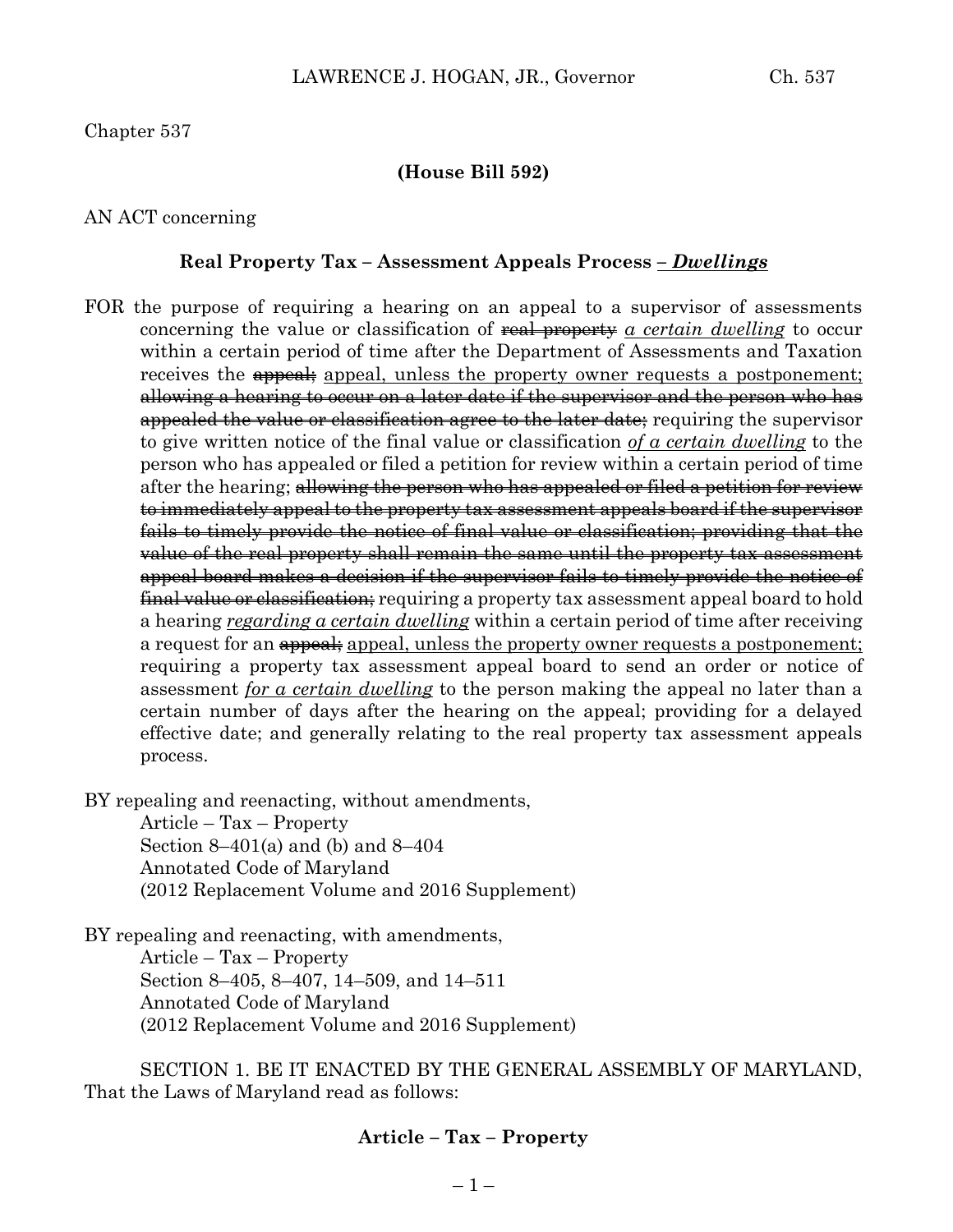Chapter 537

**(House Bill 592)**

AN ACT concerning

**Real Property Tax – Assessment Appeals Process ~~–~~ *Dwellings***

FOR the purpose of requiring a hearing on an appeal to a supervisor of assessments concerning the value or classification of ~~real property~~ *a certain dwelling* to occur within a certain period of time after the Department of Assessments and Taxation receives the ~~appeal;~~ appeal, unless the property owner requests a postponement; ~~allowing a hearing to occur on a later date if the supervisor and the person who has appealed the value or classification agree to the later date;~~ requiring the supervisor to give written notice of the final value or classification *of a certain dwelling* to the person who has appealed or filed a petition for review within a certain period of time after the hearing; ~~allowing the person who has appealed or filed a petition for review to immediately appeal to the property tax assessment appeals board if the supervisor fails to timely provide the notice of final value or classification; providing that the value of the real property shall remain the same until the property tax assessment appeal board makes a decision if the supervisor fails to timely provide the notice of final value or classification;~~ requiring a property tax assessment appeal board to hold a hearing *regarding a certain dwelling* within a certain period of time after receiving a request for an ~~appeal;~~ appeal, unless the property owner requests a postponement; requiring a property tax assessment appeal board to send an order or notice of assessment *for a certain dwelling* to the person making the appeal no later than a certain number of days after the hearing on the appeal; providing for a delayed effective date; and generally relating to the real property tax assessment appeals process.

BY repealing and reenacting, without amendments,
Article – Tax – Property
Section 8–401(a) and (b) and 8–404
Annotated Code of Maryland
(2012 Replacement Volume and 2016 Supplement)

BY repealing and reenacting, with amendments,
Article – Tax – Property
Section 8–405, 8–407, 14–509, and 14–511
Annotated Code of Maryland
(2012 Replacement Volume and 2016 Supplement)

SECTION 1. BE IT ENACTED BY THE GENERAL ASSEMBLY OF MARYLAND, That the Laws of Maryland read as follows:

**Article – Tax – Property**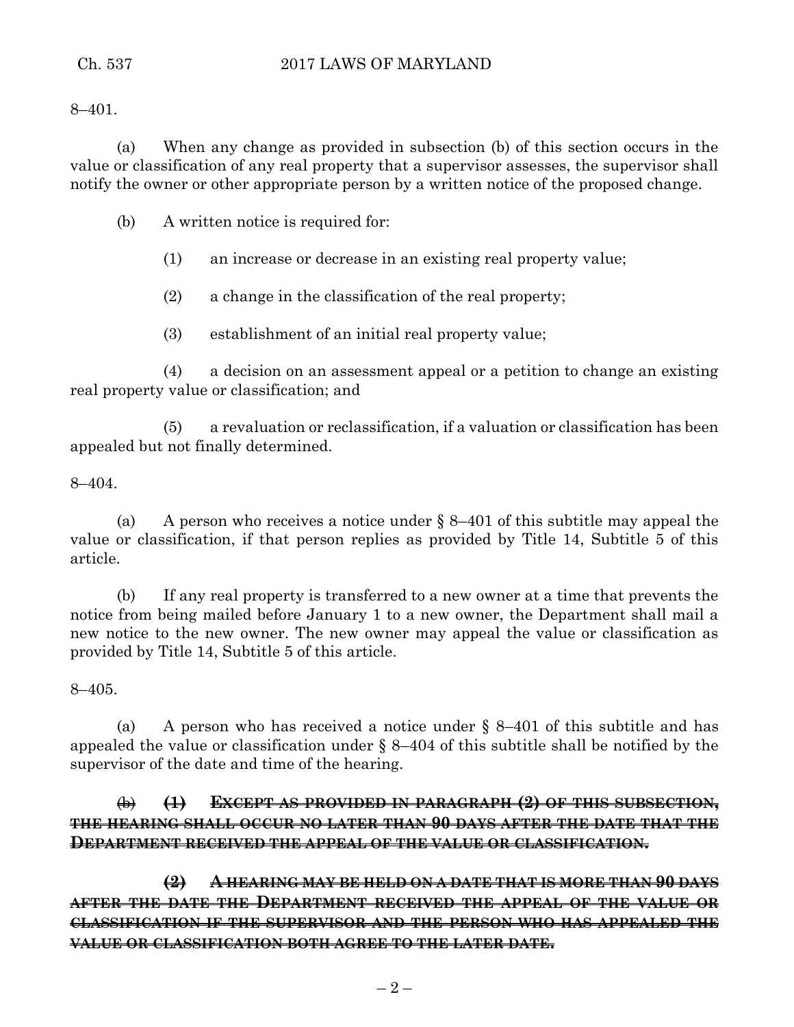8–401.

(a) When any change as provided in subsection (b) of this section occurs in the value or classification of any real property that a supervisor assesses, the supervisor shall notify the owner or other appropriate person by a written notice of the proposed change.

(b) A written notice is required for:

(1) an increase or decrease in an existing real property value;

(2) a change in the classification of the real property;

(3) establishment of an initial real property value;

(4) a decision on an assessment appeal or a petition to change an existing real property value or classification; and

(5) a revaluation or reclassification, if a valuation or classification has been appealed but not finally determined.

8–404.

(a) A person who receives a notice under § 8–401 of this subtitle may appeal the value or classification, if that person replies as provided by Title 14, Subtitle 5 of this article.

(b) If any real property is transferred to a new owner at a time that prevents the notice from being mailed before January 1 to a new owner, the Department shall mail a new notice to the new owner. The new owner may appeal the value or classification as provided by Title 14, Subtitle 5 of this article.

8–405.

(a) A person who has received a notice under § 8–401 of this subtitle and has appealed the value or classification under § 8–404 of this subtitle shall be notified by the supervisor of the date and time of the hearing.

~~(b)~~ ~~**(1) EXCEPT AS PROVIDED IN PARAGRAPH (2) OF THIS SUBSECTION, THE HEARING SHALL OCCUR NO LATER THAN 90 DAYS AFTER THE DATE THAT THE DEPARTMENT RECEIVED THE APPEAL OF THE VALUE OR CLASSIFICATION.**~~

~~**(2) A HEARING MAY BE HELD ON A DATE THAT IS MORE THAN 90 DAYS AFTER THE DATE THE DEPARTMENT RECEIVED THE APPEAL OF THE VALUE OR CLASSIFICATION IF THE SUPERVISOR AND THE PERSON WHO HAS APPEALED THE VALUE OR CLASSIFICATION BOTH AGREE TO THE LATER DATE.**~~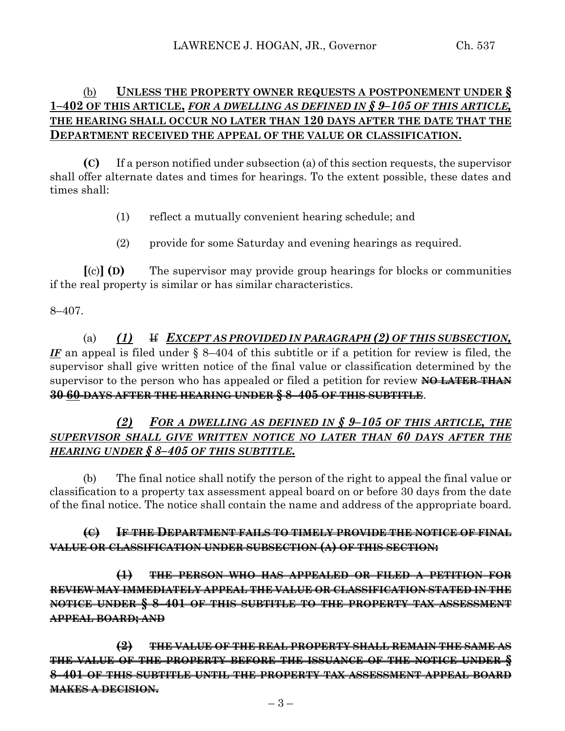(b) **UNLESS THE PROPERTY OWNER REQUESTS A POSTPONEMENT UNDER § 1–402 OF THIS ARTICLE,** ***FOR A DWELLING AS DEFINED IN § 9–105 OF THIS ARTICLE,*** **THE HEARING SHALL OCCUR NO LATER THAN 120 DAYS AFTER THE DATE THAT THE DEPARTMENT RECEIVED THE APPEAL OF THE VALUE OR CLASSIFICATION.**

**(C)** If a person notified under subsection (a) of this section requests, the supervisor shall offer alternate dates and times for hearings. To the extent possible, these dates and times shall:

(1) reflect a mutually convenient hearing schedule; and

(2) provide for some Saturday and evening hearings as required.

**[**(c)**] (D)** The supervisor may provide group hearings for blocks or communities if the real property is similar or has similar characteristics.

8–407.

(a) ***(1)*** ~~If~~ ***EXCEPT AS PROVIDED IN PARAGRAPH (2) OF THIS SUBSECTION, IF*** an appeal is filed under § 8–404 of this subtitle or if a petition for review is filed, the supervisor shall give written notice of the final value or classification determined by the supervisor to the person who has appealed or filed a petition for review ~~**NO LATER THAN 30 60 DAYS AFTER THE HEARING UNDER § 8–405 OF THIS SUBTITLE**~~.

***(2) FOR A DWELLING AS DEFINED IN § 9–105 OF THIS ARTICLE, THE SUPERVISOR SHALL GIVE WRITTEN NOTICE NO LATER THAN 60 DAYS AFTER THE HEARING UNDER § 8–405 OF THIS SUBTITLE.***

(b) The final notice shall notify the person of the right to appeal the final value or classification to a property tax assessment appeal board on or before 30 days from the date of the final notice. The notice shall contain the name and address of the appropriate board.

~~**(C) IF THE DEPARTMENT FAILS TO TIMELY PROVIDE THE NOTICE OF FINAL VALUE OR CLASSIFICATION UNDER SUBSECTION (A) OF THIS SECTION:**~~

~~**(1) THE PERSON WHO HAS APPEALED OR FILED A PETITION FOR REVIEW MAY IMMEDIATELY APPEAL THE VALUE OR CLASSIFICATION STATED IN THE NOTICE UNDER § 8–401 OF THIS SUBTITLE TO THE PROPERTY TAX ASSESSMENT APPEAL BOARD; AND**~~

~~**(2) THE VALUE OF THE REAL PROPERTY SHALL REMAIN THE SAME AS THE VALUE OF THE PROPERTY BEFORE THE ISSUANCE OF THE NOTICE UNDER § 8–401 OF THIS SUBTITLE UNTIL THE PROPERTY TAX ASSESSMENT APPEAL BOARD MAKES A DECISION.**~~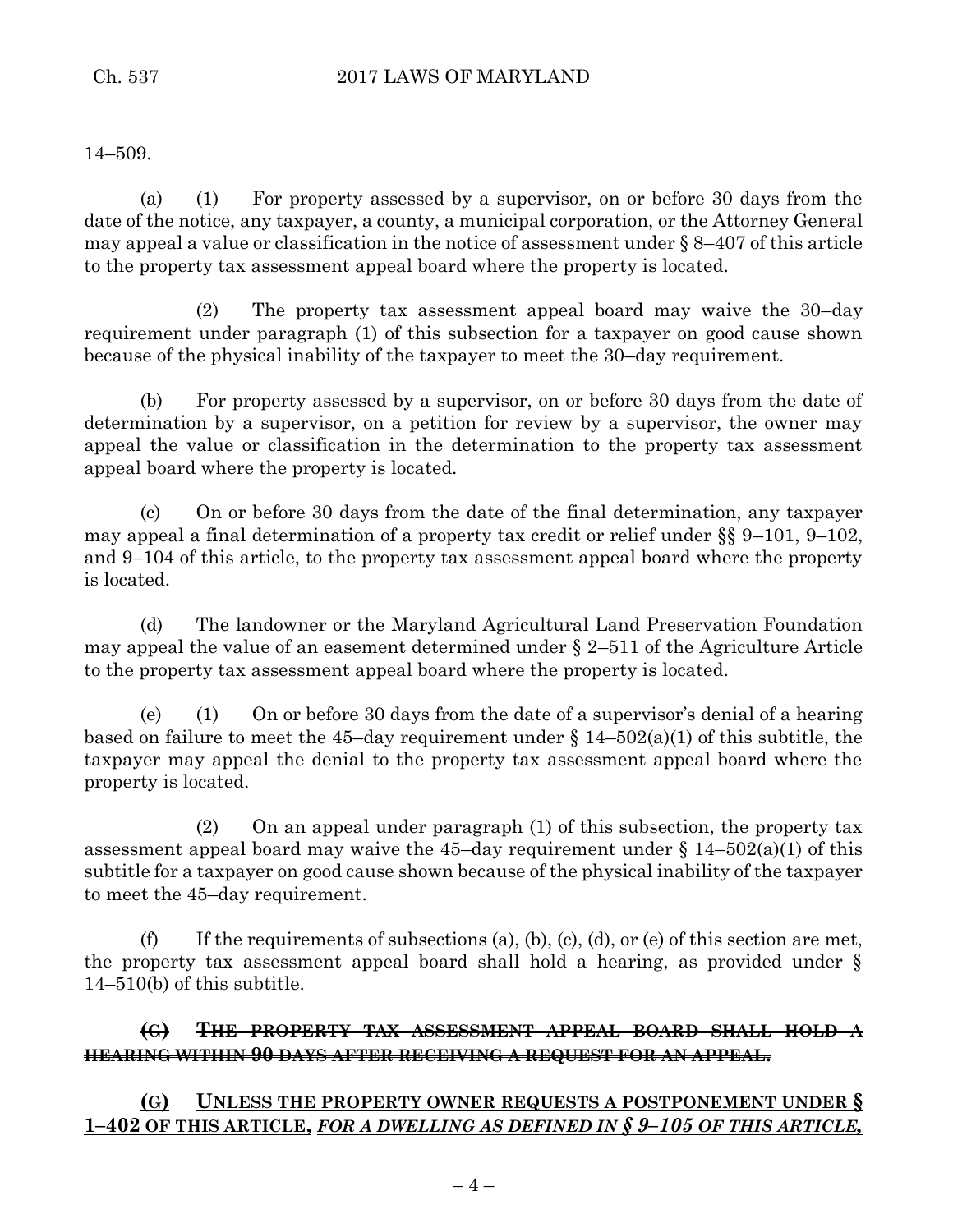14–509.

(a) (1) For property assessed by a supervisor, on or before 30 days from the date of the notice, any taxpayer, a county, a municipal corporation, or the Attorney General may appeal a value or classification in the notice of assessment under § 8–407 of this article to the property tax assessment appeal board where the property is located.

(2) The property tax assessment appeal board may waive the 30–day requirement under paragraph (1) of this subsection for a taxpayer on good cause shown because of the physical inability of the taxpayer to meet the 30–day requirement.

(b) For property assessed by a supervisor, on or before 30 days from the date of determination by a supervisor, on a petition for review by a supervisor, the owner may appeal the value or classification in the determination to the property tax assessment appeal board where the property is located.

(c) On or before 30 days from the date of the final determination, any taxpayer may appeal a final determination of a property tax credit or relief under §§ 9–101, 9–102, and 9–104 of this article, to the property tax assessment appeal board where the property is located.

(d) The landowner or the Maryland Agricultural Land Preservation Foundation may appeal the value of an easement determined under § 2–511 of the Agriculture Article to the property tax assessment appeal board where the property is located.

(e) (1) On or before 30 days from the date of a supervisor's denial of a hearing based on failure to meet the 45–day requirement under § 14–502(a)(1) of this subtitle, the taxpayer may appeal the denial to the property tax assessment appeal board where the property is located.

(2) On an appeal under paragraph (1) of this subsection, the property tax assessment appeal board may waive the 45–day requirement under § 14–502(a)(1) of this subtitle for a taxpayer on good cause shown because of the physical inability of the taxpayer to meet the 45–day requirement.

(f) If the requirements of subsections (a), (b), (c), (d), or (e) of this section are met, the property tax assessment appeal board shall hold a hearing, as provided under § 14–510(b) of this subtitle.

~~**(G) THE PROPERTY TAX ASSESSMENT APPEAL BOARD SHALL HOLD A HEARING WITHIN 90 DAYS AFTER RECEIVING A REQUEST FOR AN APPEAL.**~~

**(G) UNLESS THE PROPERTY OWNER REQUESTS A POSTPONEMENT UNDER § 1–402 OF THIS ARTICLE,** ***FOR A DWELLING AS DEFINED IN § 9–105 OF THIS ARTICLE,***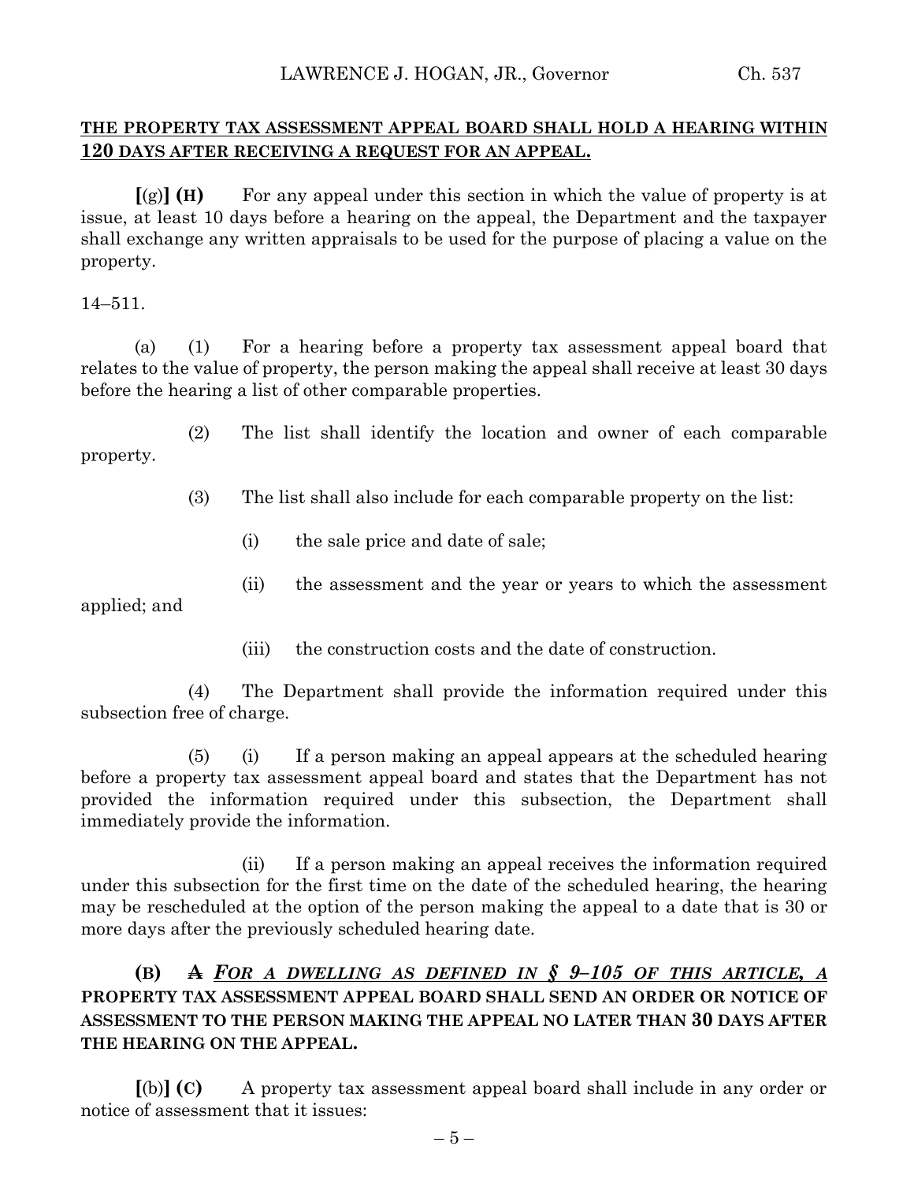**THE PROPERTY TAX ASSESSMENT APPEAL BOARD SHALL HOLD A HEARING WITHIN 120 DAYS AFTER RECEIVING A REQUEST FOR AN APPEAL.**

**[**(g)**] (H)** For any appeal under this section in which the value of property is at issue, at least 10 days before a hearing on the appeal, the Department and the taxpayer shall exchange any written appraisals to be used for the purpose of placing a value on the property.

14–511.

(a) (1) For a hearing before a property tax assessment appeal board that relates to the value of property, the person making the appeal shall receive at least 30 days before the hearing a list of other comparable properties.

(2) The list shall identify the location and owner of each comparable property.

(3) The list shall also include for each comparable property on the list:

(i) the sale price and date of sale;

(ii) the assessment and the year or years to which the assessment applied; and

(iii) the construction costs and the date of construction.

(4) The Department shall provide the information required under this subsection free of charge.

(5) (i) If a person making an appeal appears at the scheduled hearing before a property tax assessment appeal board and states that the Department has not provided the information required under this subsection, the Department shall immediately provide the information.

(ii) If a person making an appeal receives the information required under this subsection for the first time on the date of the scheduled hearing, the hearing may be rescheduled at the option of the person making the appeal to a date that is 30 or more days after the previously scheduled hearing date.

**(B) ~~A~~ *FOR A DWELLING AS DEFINED IN § 9–105 OF THIS ARTICLE, A* PROPERTY TAX ASSESSMENT APPEAL BOARD SHALL SEND AN ORDER OR NOTICE OF ASSESSMENT TO THE PERSON MAKING THE APPEAL NO LATER THAN 30 DAYS AFTER THE HEARING ON THE APPEAL.**

**[**(b)**] (C)** A property tax assessment appeal board shall include in any order or notice of assessment that it issues: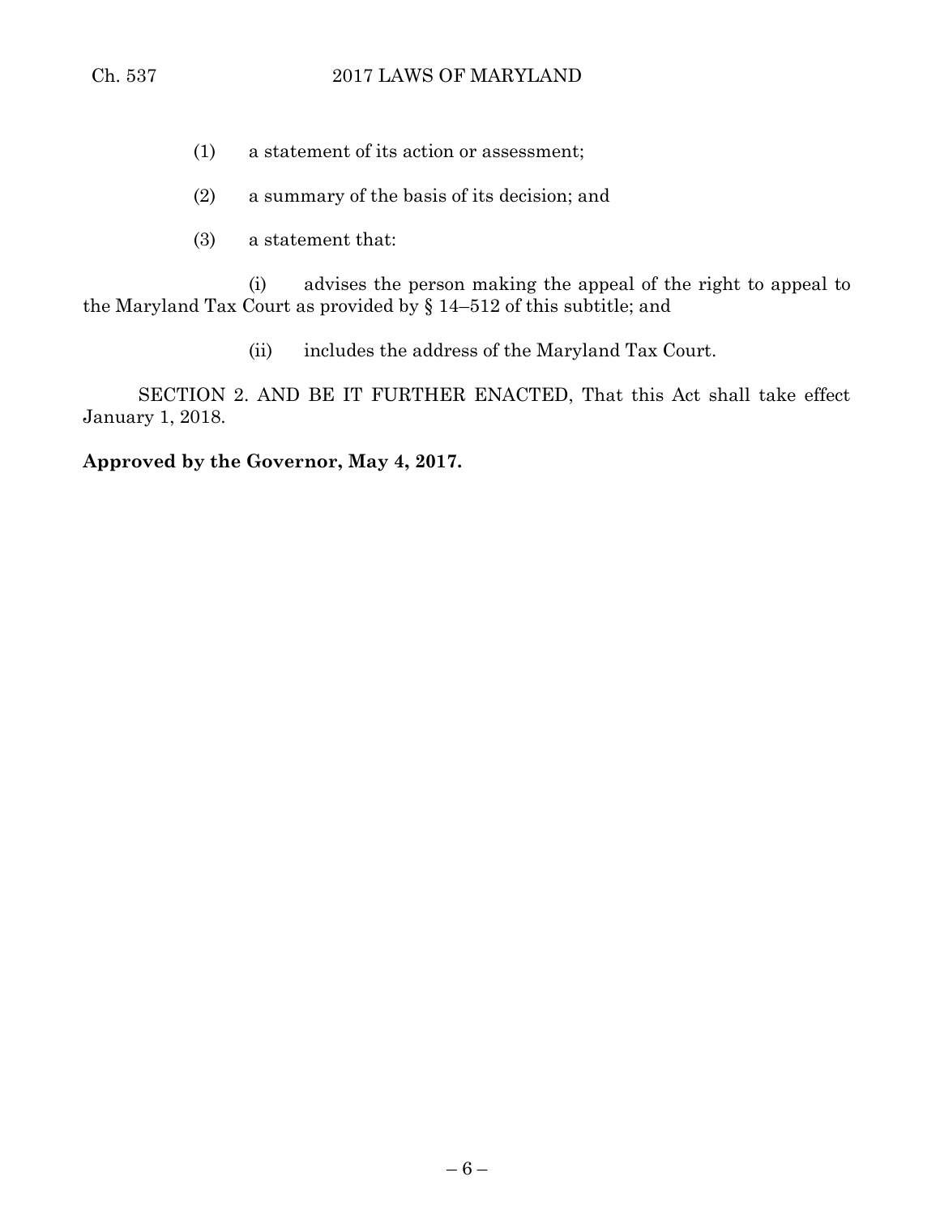(1) a statement of its action or assessment;

(2) a summary of the basis of its decision; and

(3) a statement that:

(i) advises the person making the appeal of the right to appeal to the Maryland Tax Court as provided by § 14–512 of this subtitle; and

(ii) includes the address of the Maryland Tax Court.

SECTION 2. AND BE IT FURTHER ENACTED, That this Act shall take effect January 1, 2018.

**Approved by the Governor, May 4, 2017.**